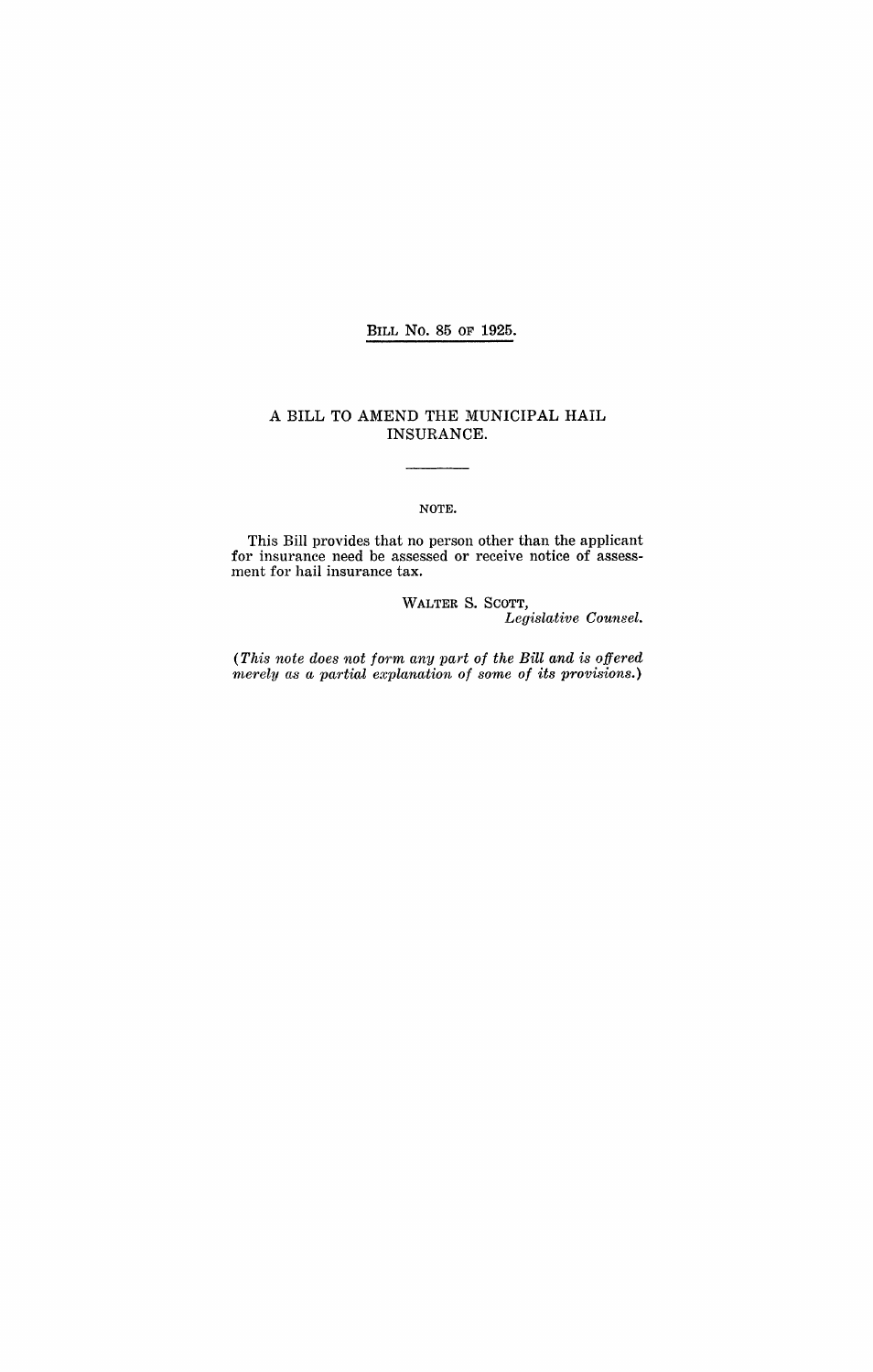BILL No. 85 OF 1925.

# A BILL TO AMEND THE MUNICIPAL HAIL INSURANCE.

NOTE.

This Bill provides that no person other than the applicant for insurance need be assessed or receive notice of assessment for hail insurance tax.

WALTER S. SCOTT,
*Legislative Counsel.*

*(This note does not form any part of the Bill and is offered merely as a partial explanation of some of its provisions.)*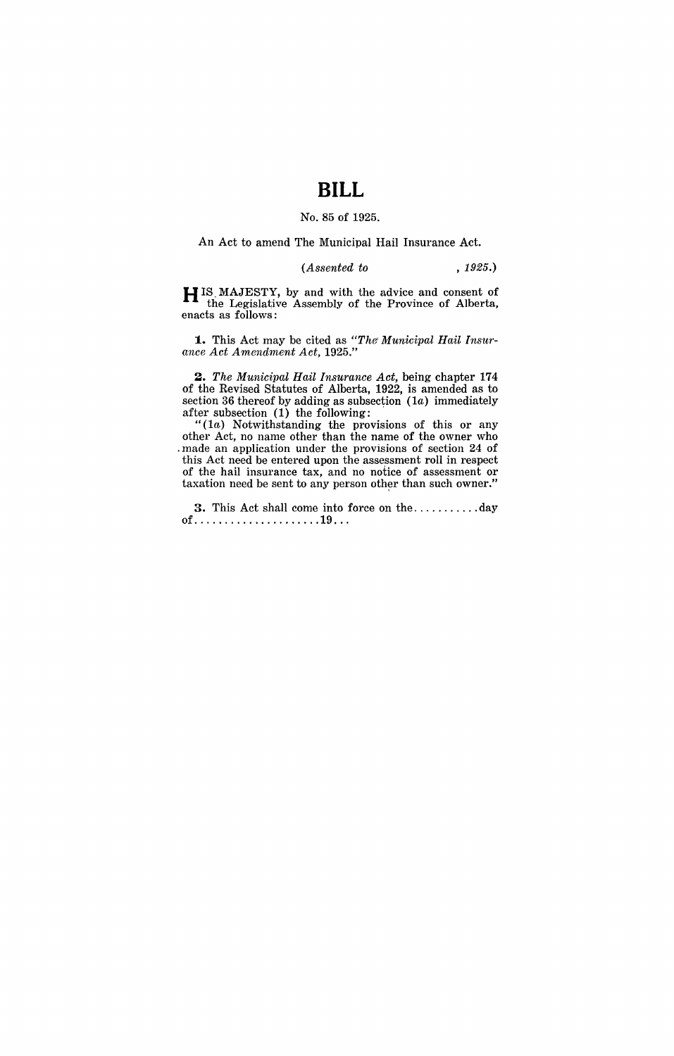# BILL

No. 85 of 1925.

An Act to amend The Municipal Hail Insurance Act.

*(Assented to , 1925.)*

HIS MAJESTY, by and with the advice and consent of the Legislative Assembly of the Province of Alberta, enacts as follows:

**1.** This Act may be cited as *"The Municipal Hail Insurance Act Amendment Act, 1925."*

**2.** *The Municipal Hail Insurance Act,* being chapter 174 of the Revised Statutes of Alberta, 1922, is amended as to section 36 thereof by adding as subsection (1*a*) immediately after subsection (1) the following:

"(1*a*) Notwithstanding the provisions of this or any other Act, no name other than the name of the owner who made an application under the provisions of section 24 of this Act need be entered upon the assessment roll in respect of the hail insurance tax, and no notice of assessment or taxation need be sent to any person other than such owner."

**3.** This Act shall come into force on the...........day of.....................19...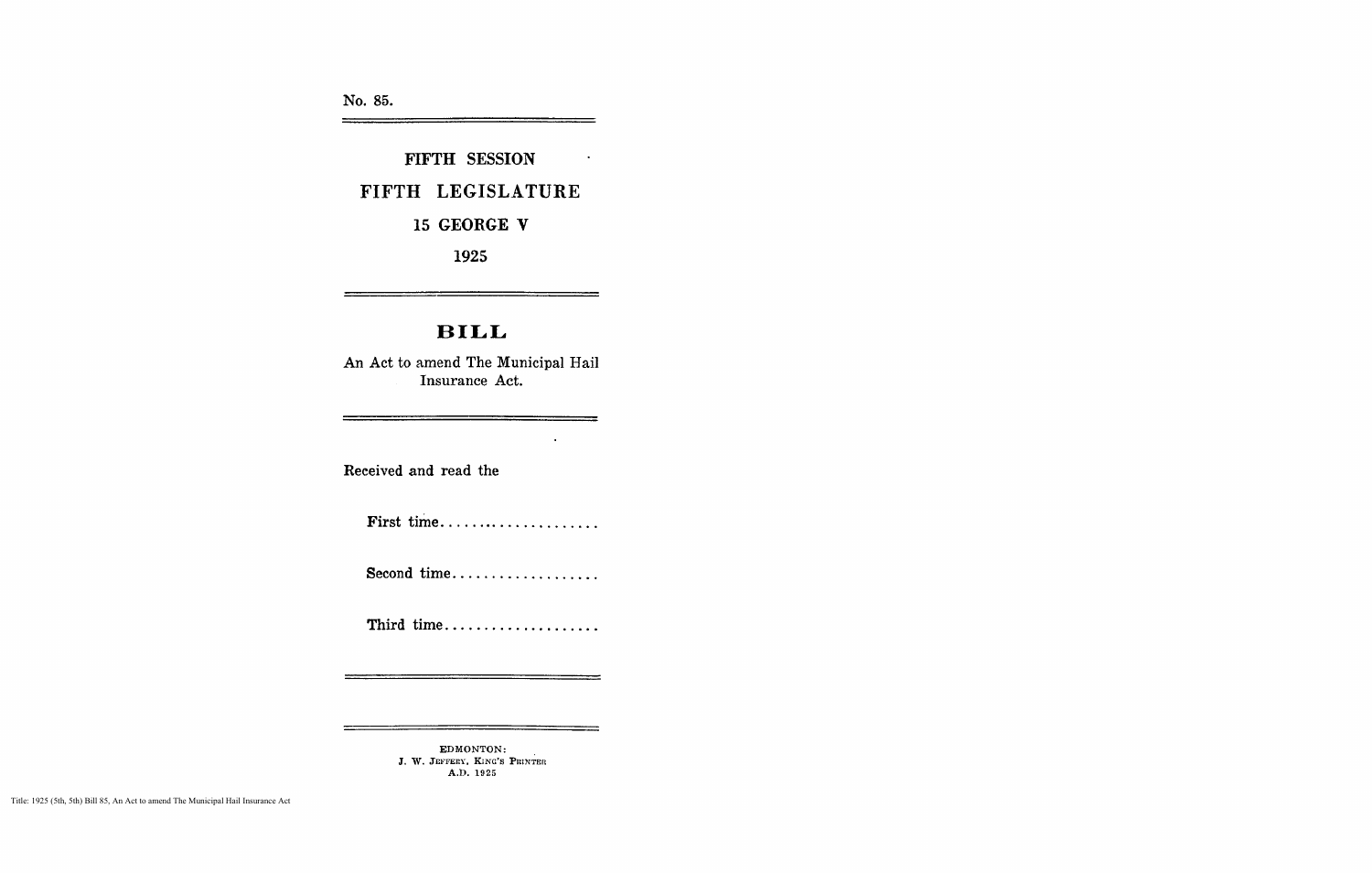No. 85.

FIFTH SESSION

FIFTH LEGISLATURE

15 GEORGE V

1925

# BILL

An Act to amend The Municipal Hail Insurance Act.

Received and read the

**First time....................**

**Second time...................**

**Third time....................**

EDMONTON:
J. W. JEFFERY, KING'S PRINTER
A.D. 1925

Title: 1925 (5th, 5th) Bill 85, An Act to amend The Municipal Hail Insurance Act